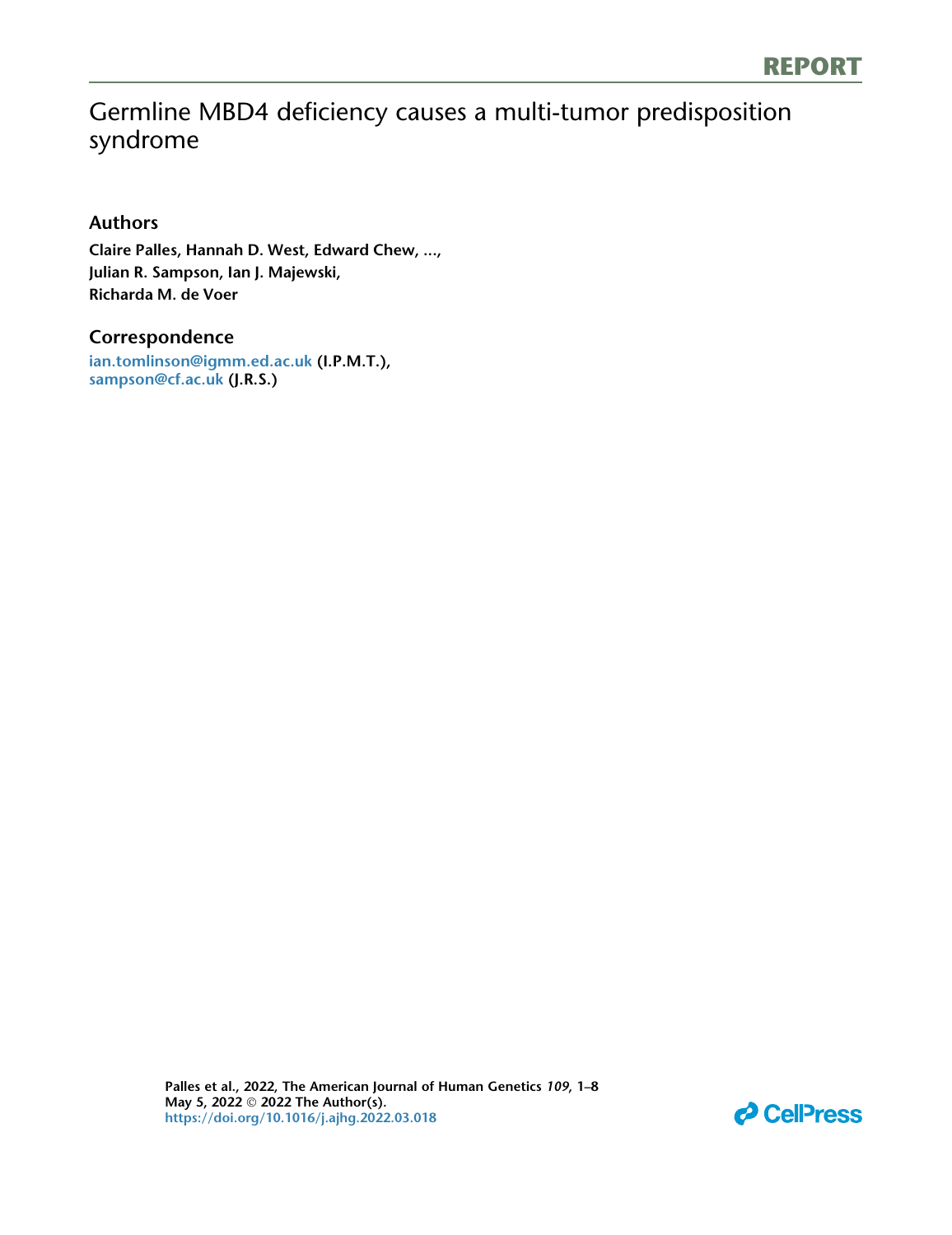REPORT

# Germline MBD4 deficiency causes a multi-tumor predisposition syndrome

## Authors

**Claire Palles, Hannah D. West, Edward Chew, ..., Julian R. Sampson, Ian J. Majewski, Richarda M. de Voer**

## Correspondence

ian.tomlinson@igmm.ed.ac.uk (I.P.M.T.),
sampson@cf.ac.uk (J.R.S.)

**Palles et al., 2022, The American Journal of Human Genetics *109*, 1–8**
**May 5, 2022 © 2022 The Author(s).**
https://doi.org/10.1016/j.ajhg.2022.03.018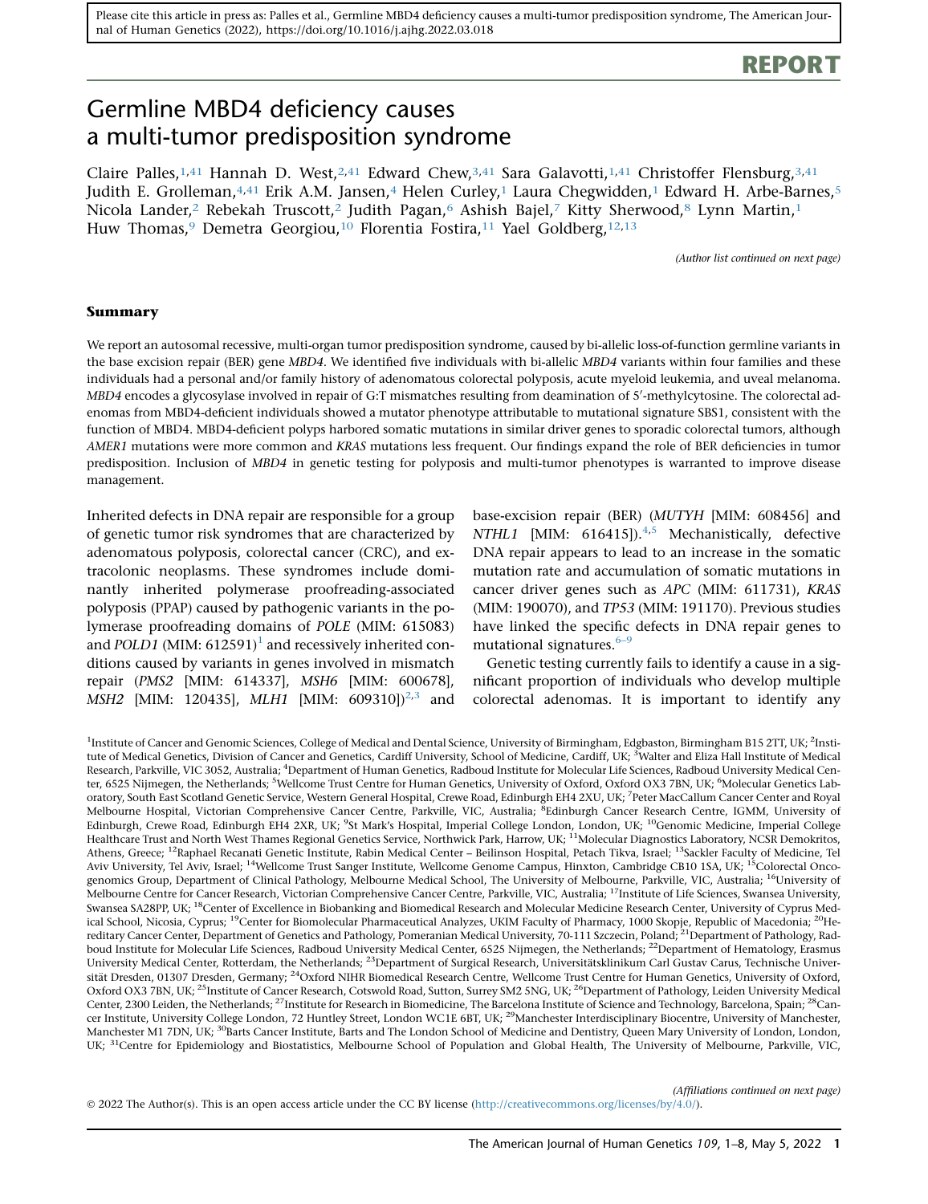Please cite this article in press as: Palles et al., Germline MBD4 deficiency causes a multi-tumor predisposition syndrome, The American Journal of Human Genetics (2022), https://doi.org/10.1016/j.ajhg.2022.03.018

**REPORT**

# Germline MBD4 deficiency causes a multi-tumor predisposition syndrome

Claire Palles,[1,41] Hannah D. West,[2,41] Edward Chew,[3,41] Sara Galavotti,[1,41] Christoffer Flensburg,[3,41] Judith E. Grolleman,[4,41] Erik A.M. Jansen,[4] Helen Curley,[1] Laura Chegwidden,[1] Edward H. Arbe-Barnes,[5] Nicola Lander,[2] Rebekah Truscott,[2] Judith Pagan,[6] Ashish Bajel,[7] Kitty Sherwood,[8] Lynn Martin,[1] Huw Thomas,[9] Demetra Georgiou,[10] Florentia Fostira,[11] Yael Goldberg,[12,13]

*(Author list continued on next page)*

## Summary

We report an autosomal recessive, multi-organ tumor predisposition syndrome, caused by bi-allelic loss-of-function germline variants in the base excision repair (BER) gene *MBD4*. We identified five individuals with bi-allelic *MBD4* variants within four families and these individuals had a personal and/or family history of adenomatous colorectal polyposis, acute myeloid leukemia, and uveal melanoma. *MBD4* encodes a glycosylase involved in repair of G:T mismatches resulting from deamination of 5′-methylcytosine. The colorectal adenomas from MBD4-deficient individuals showed a mutator phenotype attributable to mutational signature SBS1, consistent with the function of MBD4. MBD4-deficient polyps harbored somatic mutations in similar driver genes to sporadic colorectal tumors, although *AMER1* mutations were more common and *KRAS* mutations less frequent. Our findings expand the role of BER deficiencies in tumor predisposition. Inclusion of *MBD4* in genetic testing for polyposis and multi-tumor phenotypes is warranted to improve disease management.

Inherited defects in DNA repair are responsible for a group of genetic tumor risk syndromes that are characterized by adenomatous polyposis, colorectal cancer (CRC), and extracolonic neoplasms. These syndromes include dominantly inherited polymerase proofreading-associated polyposis (PPAP) caused by pathogenic variants in the polymerase proofreading domains of *POLE* (MIM: 615083) and *POLD1* (MIM: 612591)[1] and recessively inherited conditions caused by variants in genes involved in mismatch repair (*PMS2* [MIM: 614337], *MSH6* [MIM: 600678], *MSH2* [MIM: 120435], *MLH1* [MIM: 609310])[2,3] and base-excision repair (BER) (*MUTYH* [MIM: 608456] and *NTHL1* [MIM: 616415]).[4,5] Mechanistically, defective DNA repair appears to lead to an increase in the somatic mutation rate and accumulation of somatic mutations in cancer driver genes such as *APC* (MIM: 611731), *KRAS* (MIM: 190070), and *TP53* (MIM: 191170). Previous studies have linked the specific defects in DNA repair genes to mutational signatures.[6–9]

Genetic testing currently fails to identify a cause in a significant proportion of individuals who develop multiple colorectal adenomas. It is important to identify any

[1]Institute of Cancer and Genomic Sciences, College of Medical and Dental Science, University of Birmingham, Edgbaston, Birmingham B15 2TT, UK; [2]Institute of Medical Genetics, Division of Cancer and Genetics, Cardiff University, School of Medicine, Cardiff, UK; [3]Walter and Eliza Hall Institute of Medical Research, Parkville, VIC 3052, Australia; [4]Department of Human Genetics, Radboud Institute for Molecular Life Sciences, Radboud University Medical Center, 6525 Nijmegen, the Netherlands; [5]Wellcome Trust Centre for Human Genetics, University of Oxford, Oxford OX3 7BN, UK; [6]Molecular Genetics Laboratory, South East Scotland Genetic Service, Western General Hospital, Crewe Road, Edinburgh EH4 2XU, UK; [7]Peter MacCallum Cancer Center and Royal Melbourne Hospital, Victorian Comprehensive Cancer Centre, Parkville, VIC, Australia; [8]Edinburgh Cancer Research Centre, IGMM, University of Edinburgh, Crewe Road, Edinburgh EH4 2XR, UK; [9]St Mark's Hospital, Imperial College London, London, UK; [10]Genomic Medicine, Imperial College Healthcare Trust and North West Thames Regional Genetics Service, Northwick Park, Harrow, UK; [11]Molecular Diagnostics Laboratory, NCSR Demokritos, Athens, Greece; [12]Raphael Recanati Genetic Institute, Rabin Medical Center – Beilinson Hospital, Petach Tikva, Israel; [13]Sackler Faculty of Medicine, Tel Aviv University, Tel Aviv, Israel; [14]Wellcome Trust Sanger Institute, Wellcome Genome Campus, Hinxton, Cambridge CB10 1SA, UK; [15]Colorectal Oncogenomics Group, Department of Clinical Pathology, Melbourne Medical School, The University of Melbourne, Parkville, VIC, Australia; [16]University of Melbourne Centre for Cancer Research, Victorian Comprehensive Cancer Centre, Parkville, VIC, Australia; [17]Institute of Life Sciences, Swansea University, Swansea SA28PP, UK; [18]Center of Excellence in Biobanking and Biomedical Research and Molecular Medicine Research Center, University of Cyprus Medical School, Nicosia, Cyprus; [19]Center for Biomolecular Pharmaceutical Analyzes, UKIM Faculty of Pharmacy, 1000 Skopje, Republic of Macedonia; [20]Hereditary Cancer Center, Department of Genetics and Pathology, Pomeranian Medical University, 70-111 Szczecin, Poland; [21]Department of Pathology, Radboud Institute for Molecular Life Sciences, Radboud University Medical Center, 6525 Nijmegen, the Netherlands; [22]Department of Hematology, Erasmus University Medical Center, Rotterdam, the Netherlands; [23]Department of Surgical Research, Universitätsklinikum Carl Gustav Carus, Technische Universität Dresden, 01307 Dresden, Germany; [24]Oxford NIHR Biomedical Research Centre, Wellcome Trust Centre for Human Genetics, University of Oxford, Oxford OX3 7BN, UK; [25]Institute of Cancer Research, Cotswold Road, Sutton, Surrey SM2 5NG, UK; [26]Department of Pathology, Leiden University Medical Center, 2300 Leiden, the Netherlands; [27]Institute for Research in Biomedicine, The Barcelona Institute of Science and Technology, Barcelona, Spain; [28]Cancer Institute, University College London, 72 Huntley Street, London WC1E 6BT, UK; [29]Manchester Interdisciplinary Biocentre, University of Manchester, Manchester M1 7DN, UK; [30]Barts Cancer Institute, Barts and The London School of Medicine and Dentistry, Queen Mary University of London, London, UK; [31]Centre for Epidemiology and Biostatistics, Melbourne School of Population and Global Health, The University of Melbourne, Parkville, VIC,

*(Affiliations continued on next page)*

© 2022 The Author(s). This is an open access article under the CC BY license (http://creativecommons.org/licenses/by/4.0/).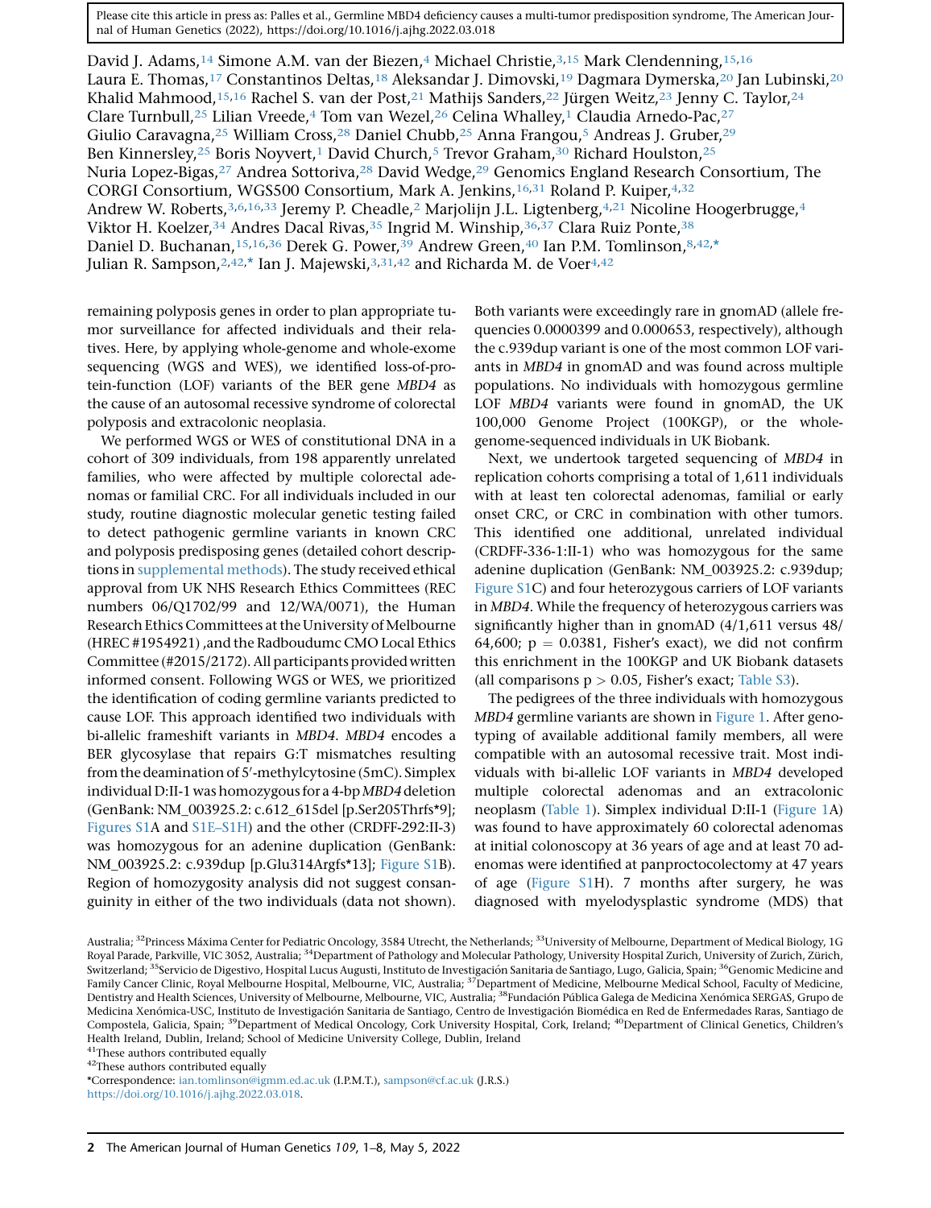David J. Adams,[14] Simone A.M. van der Biezen,[4] Michael Christie,[3,15] Mark Clendenning,[15,16] Laura E. Thomas,[17] Constantinos Deltas,[18] Aleksandar J. Dimovski,[19] Dagmara Dymerska,[20] Jan Lubinski,[20] Khalid Mahmood,[15,16] Rachel S. van der Post,[21] Mathijs Sanders,[22] Jürgen Weitz,[23] Jenny C. Taylor,[24] Clare Turnbull,[25] Lilian Vreede,[4] Tom van Wezel,[26] Celina Whalley,[1] Claudia Arnedo-Pac,[27] Giulio Caravagna,[25] William Cross,[28] Daniel Chubb,[25] Anna Frangou,[5] Andreas J. Gruber,[29] Ben Kinnersley,[25] Boris Noyvert,[1] David Church,[5] Trevor Graham,[30] Richard Houlston,[25] Nuria Lopez-Bigas,[27] Andrea Sottoriva,[28] David Wedge,[29] Genomics England Research Consortium, The CORGI Consortium, WGS500 Consortium, Mark A. Jenkins,[16,31] Roland P. Kuiper,[4,32] Andrew W. Roberts,[3,6,16,33] Jeremy P. Cheadle,[2] Marjolijn J.L. Ligtenberg,[4,21] Nicoline Hoogerbrugge,[4] Viktor H. Koelzer,[34] Andres Dacal Rivas,[35] Ingrid M. Winship,[36,37] Clara Ruiz Ponte,[38] Daniel D. Buchanan,[15,16,36] Derek G. Power,[39] Andrew Green,[40] Ian P.M. Tomlinson,[8,42,*] Julian R. Sampson,[2,42,*] Ian J. Majewski,[3,31,42] and Richarda M. de Voer[4,42]

remaining polyposis genes in order to plan appropriate tumor surveillance for affected individuals and their relatives. Here, by applying whole-genome and whole-exome sequencing (WGS and WES), we identified loss-of-protein-function (LOF) variants of the BER gene *MBD4* as the cause of an autosomal recessive syndrome of colorectal polyposis and extracolonic neoplasia.

We performed WGS or WES of constitutional DNA in a cohort of 309 individuals, from 198 apparently unrelated families, who were affected by multiple colorectal adenomas or familial CRC. For all individuals included in our study, routine diagnostic molecular genetic testing failed to detect pathogenic germline variants in known CRC and polyposis predisposing genes (detailed cohort descriptions in supplemental methods). The study received ethical approval from UK NHS Research Ethics Committees (REC numbers 06/Q1702/99 and 12/WA/0071), the Human Research Ethics Committees at the University of Melbourne (HREC #1954921) ,and the Radboudumc CMO Local Ethics Committee (#2015/2172). All participants provided written informed consent. Following WGS or WES, we prioritized the identification of coding germline variants predicted to cause LOF. This approach identified two individuals with bi-allelic frameshift variants in *MBD4*. *MBD4* encodes a BER glycosylase that repairs G:T mismatches resulting from the deamination of 5′-methylcytosine (5mC). Simplex individual D:II-1 was homozygous for a 4-bp *MBD4* deletion (GenBank: NM_003925.2: c.612_615del [p.Ser205Thrfs*9]; Figures S1A and S1E–S1H) and the other (CRDFF-292:II-3) was homozygous for an adenine duplication (GenBank: NM_003925.2: c.939dup [p.Glu314Argfs*13]; Figure S1B). Region of homozygosity analysis did not suggest consanguinity in either of the two individuals (data not shown).

Both variants were exceedingly rare in gnomAD (allele frequencies 0.0000399 and 0.000653, respectively), although the c.939dup variant is one of the most common LOF variants in *MBD4* in gnomAD and was found across multiple populations. No individuals with homozygous germline LOF *MBD4* variants were found in gnomAD, the UK 100,000 Genome Project (100KGP), or the whole-genome-sequenced individuals in UK Biobank.

Next, we undertook targeted sequencing of *MBD4* in replication cohorts comprising a total of 1,611 individuals with at least ten colorectal adenomas, familial or early onset CRC, or CRC in combination with other tumors. This identified one additional, unrelated individual (CRDFF-336-1:II-1) who was homozygous for the same adenine duplication (GenBank: NM_003925.2: c.939dup; Figure S1C) and four heterozygous carriers of LOF variants in *MBD4*. While the frequency of heterozygous carriers was significantly higher than in gnomAD (4/1,611 versus 48/64,600; $p = 0.0381$, Fisher's exact), we did not confirm this enrichment in the 100KGP and UK Biobank datasets (all comparisons $p > 0.05$, Fisher's exact; Table S3).

The pedigrees of the three individuals with homozygous *MBD4* germline variants are shown in Figure 1. After genotyping of available additional family members, all were compatible with an autosomal recessive trait. Most individuals with bi-allelic LOF variants in *MBD4* developed multiple colorectal adenomas and an extracolonic neoplasm (Table 1). Simplex individual D:II-1 (Figure 1A) was found to have approximately 60 colorectal adenomas at initial colonoscopy at 36 years of age and at least 70 adenomas were identified at panproctocolectomy at 47 years of age (Figure S1H). 7 months after surgery, he was diagnosed with myelodysplastic syndrome (MDS) that

Australia; [32]Princess Máxima Center for Pediatric Oncology, 3584 Utrecht, the Netherlands; [33]University of Melbourne, Department of Medical Biology, 1G Royal Parade, Parkville, VIC 3052, Australia; [34]Department of Pathology and Molecular Pathology, University Hospital Zurich, University of Zurich, Zürich, Switzerland; [35]Servicio de Digestivo, Hospital Lucus Augusti, Instituto de Investigación Sanitaria de Santiago, Lugo, Galicia, Spain; [36]Genomic Medicine and Family Cancer Clinic, Royal Melbourne Hospital, Melbourne, VIC, Australia; [37]Department of Medicine, Melbourne Medical School, Faculty of Medicine, Dentistry and Health Sciences, University of Melbourne, Melbourne, VIC, Australia; [38]Fundación Pública Galega de Medicina Xenómica SERGAS, Grupo de Medicina Xenómica-USC, Instituto de Investigación Sanitaria de Santiago, Centro de Investigación Biomédica en Red de Enfermedades Raras, Santiago de Compostela, Galicia, Spain; [39]Department of Medical Oncology, Cork University Hospital, Cork, Ireland; [40]Department of Clinical Genetics, Children's Health Ireland, Dublin, Ireland; School of Medicine University College, Dublin, Ireland

[41]These authors contributed equally

[42]These authors contributed equally

*Correspondence: ian.tomlinson@igmm.ed.ac.uk (I.P.M.T.), sampson@cf.ac.uk (J.R.S.)

https://doi.org/10.1016/j.ajhg.2022.03.018.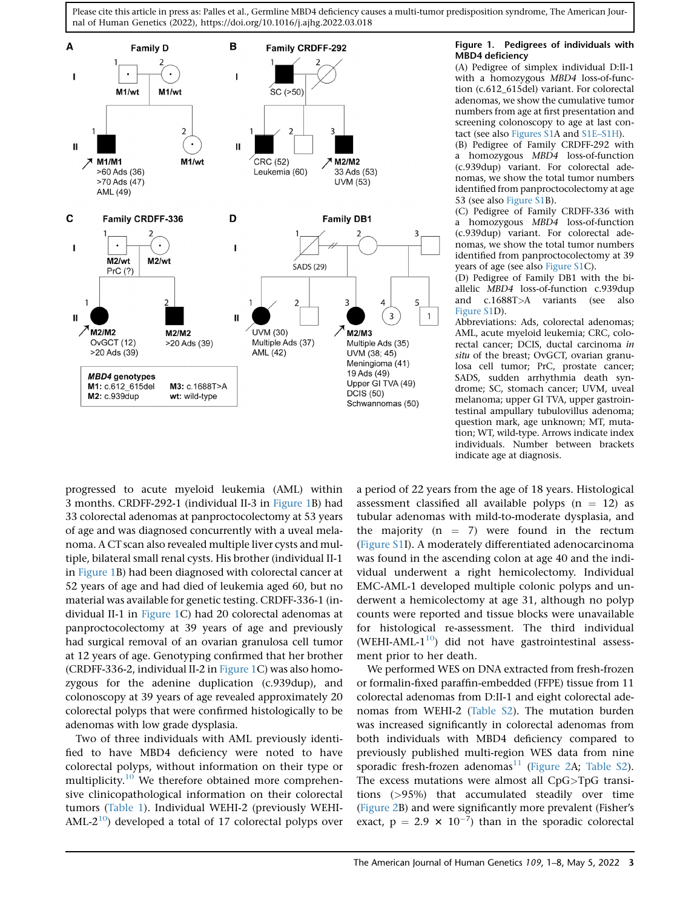**Figure 1. Pedigrees of individuals with MBD4 deficiency**

(A) Pedigree of simplex individual D:II-1 with a homozygous *MBD4* loss-of-function (c.612_615del) variant. For colorectal adenomas, we show the cumulative tumor numbers from age at first presentation and screening colonoscopy to age at last contact (see also Figures S1A and S1E–S1H).
(B) Pedigree of Family CRDFF-292 with a homozygous *MBD4* loss-of-function (c.939dup) variant. For colorectal adenomas, we show the total tumor numbers identified from panproctocolectomy at age 53 (see also Figure S1B).
(C) Pedigree of Family CRDFF-336 with a homozygous *MBD4* loss-of-function (c.939dup) variant. For colorectal adenomas, we show the total tumor numbers identified from panproctocolectomy at 39 years of age (see also Figure S1C).
(D) Pedigree of Family DB1 with the biallelic *MBD4* loss-of-function c.939dup and c.1688T>A variants (see also Figure S1D).
Abbreviations: Ads, colorectal adenomas; AML, acute myeloid leukemia; CRC, colorectal cancer; DCIS, ductal carcinoma *in situ* of the breast; OvGCT, ovarian granulosa cell tumor; PrC, prostate cancer; SADS, sudden arrhythmia death syndrome; SC, stomach cancer; UVM, uveal melanoma; upper GI TVA, upper gastrointestinal ampullary tubulovillus adenoma; question mark, age unknown; MT, mutation; WT, wild-type. Arrows indicate index individuals. Number between brackets indicate age at diagnosis.

progressed to acute myeloid leukemia (AML) within 3 months. CRDFF-292-1 (individual II-3 in Figure 1B) had 33 colorectal adenomas at panproctocolectomy at 53 years of age and was diagnosed concurrently with a uveal melanoma. A CT scan also revealed multiple liver cysts and multiple, bilateral small renal cysts. His brother (individual II-1 in Figure 1B) had been diagnosed with colorectal cancer at 52 years of age and had died of leukemia aged 60, but no material was available for genetic testing. CRDFF-336-1 (individual II-1 in Figure 1C) had 20 colorectal adenomas at panproctocolectomy at 39 years of age and previously had surgical removal of an ovarian granulosa cell tumor at 12 years of age. Genotyping confirmed that her brother (CRDFF-336-2, individual II-2 in Figure 1C) was also homozygous for the adenine duplication (c.939dup), and colonoscopy at 39 years of age revealed approximately 20 colorectal polyps that were confirmed histologically to be adenomas with low grade dysplasia.

Two of three individuals with AML previously identified to have MBD4 deficiency were noted to have colorectal polyps, but without information on their type or multiplicity.[10] We therefore obtained more comprehensive clinicopathological information on their colorectal tumors (Table 1). Individual WEHI-2 (previously WEHI-AML-2[10]) developed a total of 17 colorectal polyps over a period of 22 years from the age of 18 years. Histological assessment classified all available polyps ($n = 12$) as tubular adenomas with mild-to-moderate dysplasia, and the majority ($n = 7$) were found in the rectum (Figure S1I). A moderately differentiated adenocarcinoma was found in the ascending colon at age 40 and the individual underwent a right hemicolectomy. Individual EMC-AML-1 developed multiple colonic polyps and underwent a hemicolectomy at age 31, although no polyp counts were reported and tissue blocks were unavailable for histological re-assessment. The third individual (WEHI-AML-1[10]) did not have gastrointestinal assessment prior to her death.

We performed WES on DNA extracted from fresh-frozen or formalin-fixed paraffin-embedded (FFPE) tissue from 11 colorectal adenomas from D:II-1 and eight colorectal adenomas from WEHI-2 (Table S2). The mutation burden was increased significantly in colorectal adenomas from both individuals with MBD4 deficiency compared to previously published multi-region WES data from nine sporadic fresh-frozen adenomas[11] (Figure 2A; Table S2). The excess mutations were almost all CpG>TpG transitions (>95%) that accumulated steadily over time (Figure 2B) and were significantly more prevalent (Fisher's exact, $p = 2.9 \times 10^{-7}$) than in the sporadic colorectal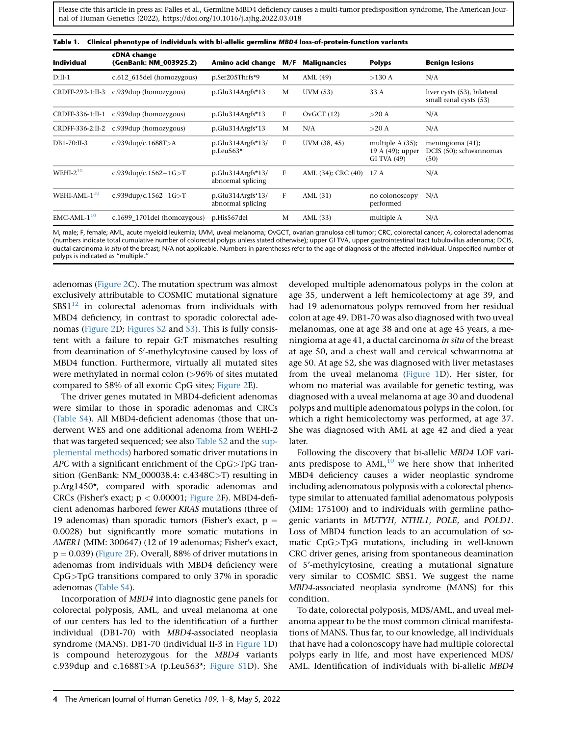**Table 1. Clinical phenotype of individuals with bi-allelic germline *MBD4* loss-of-protein-function variants**

| Individual | cDNA change (GenBank: NM_003925.2) | Amino acid change | M/F | Malignancies | Polyps | Benign lesions |
|---|---|---|---|---|---|---|
| D:II-1 | c.612_615del (homozygous) | p.Ser205Thrfs*9 | M | AML (49) | >130 A | N/A |
| CRDFF-292-1:II-3 | c.939dup (homozygous) | p.Glu314Argfs*13 | M | UVM (53) | 33 A | liver cysts (53), bilateral small renal cysts (53) |
| CRDFF-336-1:II-1 | c.939dup (homozygous) | p.Glu314Argfs*13 | F | OvGCT (12) | >20 A | N/A |
| CRDFF-336-2:II-2 | c.939dup (homozygous) | p.Glu314Argfs*13 | M | N/A | >20 A | N/A |
| DB1-70:II-3 | c.939dup/c.1688T>A | p.Glu314Argfs*13/ p.Leu563* | F | UVM (38, 45) | multiple A (35); 19 A (49); upper GI TVA (49) | meningioma (41); DCIS (50); schwannomas (50) |
| WEHI-2[10] | c.939dup/c.1562−1G>T | p.Glu314Argfs*13/ abnormal splicing | F | AML (34); CRC (40) | 17 A | N/A |
| WEHI-AML-1[10] | c.939dup/c.1562−1G>T | p.Glu314Argfs*13/ abnormal splicing | F | AML (31) | no colonoscopy performed | N/A |
| EMC-AML-1[10] | c.1699_1701del (homozygous) | p.His567del | M | AML (33) | multiple A | N/A |

M, male; F, female; AML, acute myeloid leukemia; UVM, uveal melanoma; OvGCT, ovarian granulosa cell tumor; CRC, colorectal cancer; A, colorectal adenomas (numbers indicate total cumulative number of colorectal polyps unless stated otherwise); upper GI TVA, upper gastrointestinal tract tubulovillus adenoma; DCIS, ductal carcinoma *in situ* of the breast; N/A not applicable. Numbers in parentheses refer to the age of diagnosis of the affected individual. Unspecified number of polyps is indicated as "multiple."

adenomas (Figure 2C). The mutation spectrum was almost exclusively attributable to COSMIC mutational signature SBS1[12] in colorectal adenomas from individuals with MBD4 deficiency, in contrast to sporadic colorectal adenomas (Figure 2D; Figures S2 and S3). This is fully consistent with a failure to repair G:T mismatches resulting from deamination of 5′-methylcytosine caused by loss of MBD4 function. Furthermore, virtually all mutated sites were methylated in normal colon (>96% of sites mutated compared to 58% of all exonic CpG sites; Figure 2E).

The driver genes mutated in MBD4-deficient adenomas were similar to those in sporadic adenomas and CRCs (Table S4). All MBD4-deficient adenomas (those that underwent WES and one additional adenoma from WEHI-2 that was targeted sequenced; see also Table S2 and the supplemental methods) harbored somatic driver mutations in *APC* with a significant enrichment of the CpG>TpG transition (GenBank: NM_000038.4: c.4348C>T) resulting in p.Arg1450*, compared with sporadic adenomas and CRCs (Fisher's exact; $p < 0.00001$; Figure 2F). MBD4-deficient adenomas harbored fewer *KRAS* mutations (three of 19 adenomas) than sporadic tumors (Fisher's exact, $p = 0.0028$) but significantly more somatic mutations in *AMER1* (MIM: 300647) (12 of 19 adenomas; Fisher's exact, $p = 0.039$) (Figure 2F). Overall, 88% of driver mutations in adenomas from individuals with MBD4 deficiency were CpG>TpG transitions compared to only 37% in sporadic adenomas (Table S4).

Incorporation of *MBD4* into diagnostic gene panels for colorectal polyposis, AML, and uveal melanoma at one of our centers has led to the identification of a further individual (DB1-70) with *MBD4*-associated neoplasia syndrome (MANS). DB1-70 (individual II-3 in Figure 1D) is compound heterozygous for the *MBD4* variants c.939dup and c.1688T>A (p.Leu563*; Figure S1D). She developed multiple adenomatous polyps in the colon at age 35, underwent a left hemicolectomy at age 39, and had 19 adenomatous polyps removed from her residual colon at age 49. DB1-70 was also diagnosed with two uveal melanomas, one at age 38 and one at age 45 years, a meningioma at age 41, a ductal carcinoma *in situ* of the breast at age 50, and a chest wall and cervical schwannoma at age 50. At age 52, she was diagnosed with liver metastases from the uveal melanoma (Figure 1D). Her sister, for whom no material was available for genetic testing, was diagnosed with a uveal melanoma at age 30 and duodenal polyps and multiple adenomatous polyps in the colon, for which a right hemicolectomy was performed, at age 37. She was diagnosed with AML at age 42 and died a year later.

Following the discovery that bi-allelic *MBD4* LOF variants predispose to AML,[10] we here show that inherited MBD4 deficiency causes a wider neoplastic syndrome including adenomatous polyposis with a colorectal phenotype similar to attenuated familial adenomatous polyposis (MIM: 175100) and to individuals with germline pathogenic variants in *MUTYH*, *NTHL1*, *POLE*, and *POLD1*. Loss of MBD4 function leads to an accumulation of somatic CpG>TpG mutations, including in well-known CRC driver genes, arising from spontaneous deamination of 5′-methylcytosine, creating a mutational signature very similar to COSMIC SBS1. We suggest the name *MBD4*-associated neoplasia syndrome (MANS) for this condition.

To date, colorectal polyposis, MDS/AML, and uveal melanoma appear to be the most common clinical manifestations of MANS. Thus far, to our knowledge, all individuals that have had a colonoscopy have had multiple colorectal polyps early in life, and most have experienced MDS/AML. Identification of individuals with bi-allelic *MBD4*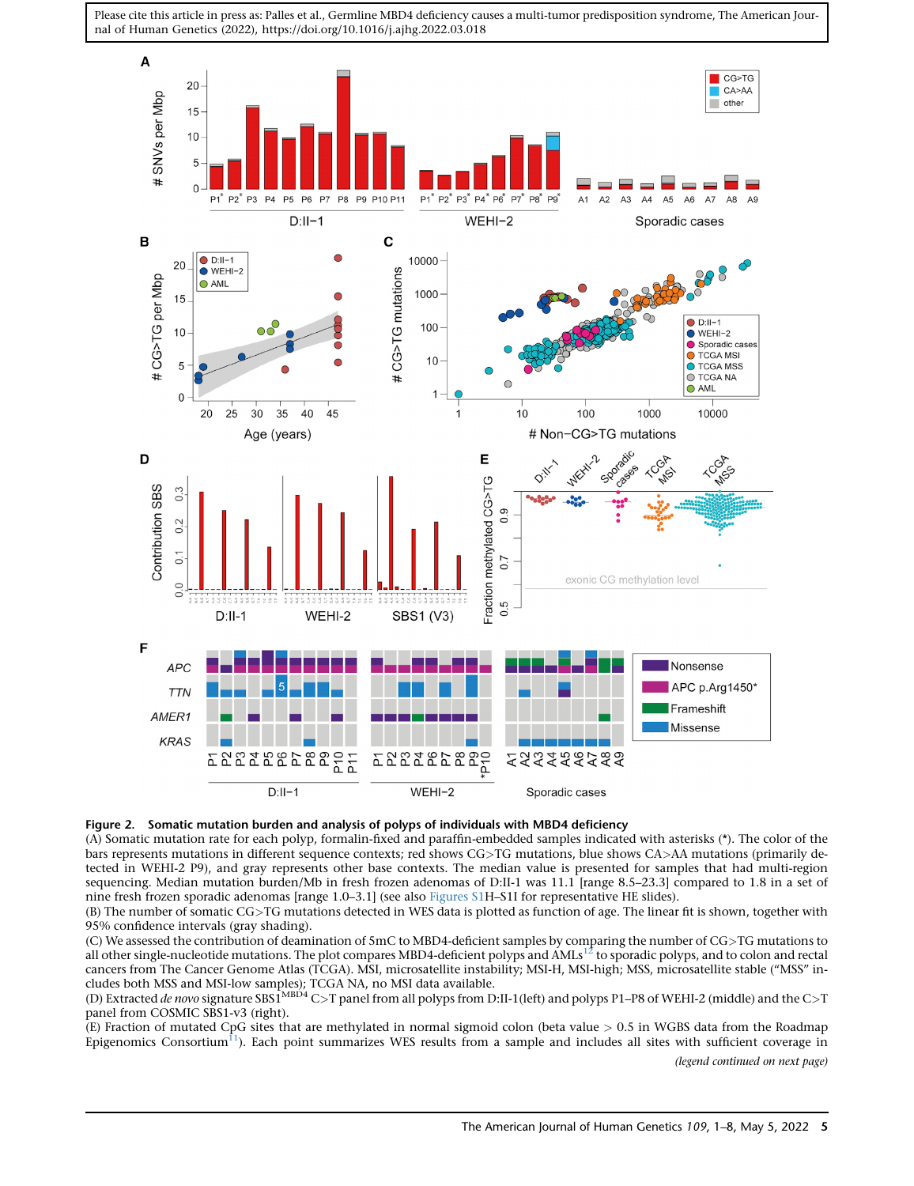**Figure 2. Somatic mutation burden and analysis of polyps of individuals with MBD4 deficiency**

(A) Somatic mutation rate for each polyp, formalin-fixed and paraffin-embedded samples indicated with asterisks (*). The color of the bars represents mutations in different sequence contexts; red shows CG>TG mutations, blue shows CA>AA mutations (primarily detected in WEHI-2 P9), and gray represents other base contexts. The median value is presented for samples that had multi-region sequencing. Median mutation burden/Mb in fresh frozen adenomas of D:II-1 was 11.1 [range 8.5–23.3] compared to 1.8 in a set of nine fresh frozen sporadic adenomas [range 1.0–3.1] (see also Figures S1H–S1I for representative HE slides).

(B) The number of somatic CG>TG mutations detected in WES data is plotted as function of age. The linear fit is shown, together with 95% confidence intervals (gray shading).

(C) We assessed the contribution of deamination of 5mC to MBD4-deficient samples by comparing the number of CG>TG mutations to all other single-nucleotide mutations. The plot compares MBD4-deficient polyps and AMLs[12] to sporadic polyps, and to colon and rectal cancers from The Cancer Genome Atlas (TCGA). MSI, microsatellite instability; MSI-H, MSI-high; MSS, microsatellite stable ("MSS" includes both MSS and MSI-low samples); TCGA NA, no MSI data available.

(D) Extracted *de novo* signature SBS1[MBD4] C>T panel from all polyps from D:II-1(left) and polyps P1–P8 of WEHI-2 (middle) and the C>T panel from COSMIC SBS1-v3 (right).

(E) Fraction of mutated CpG sites that are methylated in normal sigmoid colon (beta value > 0.5 in WGBS data from the Roadmap Epigenomics Consortium[11]). Each point summarizes WES results from a sample and includes all sites with sufficient coverage in

*(legend continued on next page)*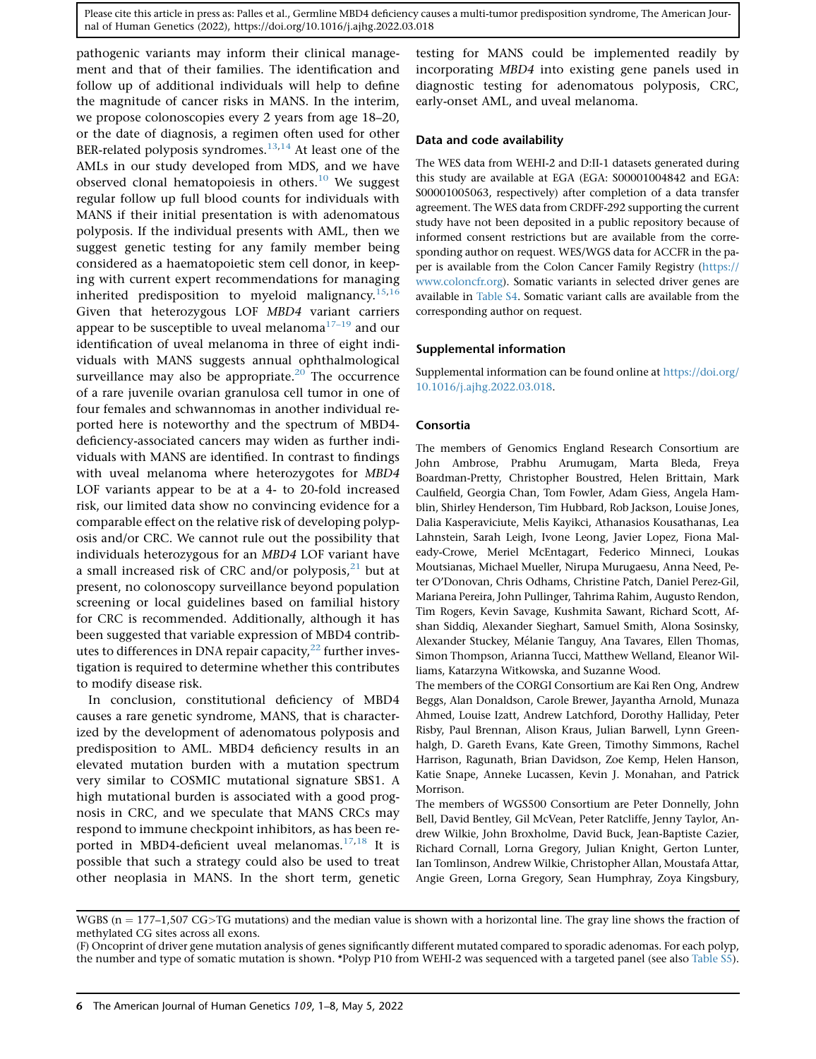pathogenic variants may inform their clinical management and that of their families. The identification and follow up of additional individuals will help to define the magnitude of cancer risks in MANS. In the interim, we propose colonoscopies every 2 years from age 18–20, or the date of diagnosis, a regimen often used for other BER-related polyposis syndromes.[13,14] At least one of the AMLs in our study developed from MDS, and we have observed clonal hematopoiesis in others.[10] We suggest regular follow up full blood counts for individuals with MANS if their initial presentation is with adenomatous polyposis. If the individual presents with AML, then we suggest genetic testing for any family member being considered as a haematopoietic stem cell donor, in keeping with current expert recommendations for managing inherited predisposition to myeloid malignancy.[15,16] Given that heterozygous LOF *MBD4* variant carriers appear to be susceptible to uveal melanoma[17–19] and our identification of uveal melanoma in three of eight individuals with MANS suggests annual ophthalmological surveillance may also be appropriate.[20] The occurrence of a rare juvenile ovarian granulosa cell tumor in one of four females and schwannomas in another individual reported here is noteworthy and the spectrum of MBD4-deficiency-associated cancers may widen as further individuals with MANS are identified. In contrast to findings with uveal melanoma where heterozygotes for *MBD4* LOF variants appear to be at a 4- to 20-fold increased risk, our limited data show no convincing evidence for a comparable effect on the relative risk of developing polyposis and/or CRC. We cannot rule out the possibility that individuals heterozygous for an *MBD4* LOF variant have a small increased risk of CRC and/or polyposis,[21] but at present, no colonoscopy surveillance beyond population screening or local guidelines based on familial history for CRC is recommended. Additionally, although it has been suggested that variable expression of MBD4 contributes to differences in DNA repair capacity,[22] further investigation is required to determine whether this contributes to modify disease risk.

In conclusion, constitutional deficiency of MBD4 causes a rare genetic syndrome, MANS, that is characterized by the development of adenomatous polyposis and predisposition to AML. MBD4 deficiency results in an elevated mutation burden with a mutation spectrum very similar to COSMIC mutational signature SBS1. A high mutational burden is associated with a good prognosis in CRC, and we speculate that MANS CRCs may respond to immune checkpoint inhibitors, as has been reported in MBD4-deficient uveal melanomas.[17,18] It is possible that such a strategy could also be used to treat other neoplasia in MANS. In the short term, genetic testing for MANS could be implemented readily by incorporating *MBD4* into existing gene panels used in diagnostic testing for adenomatous polyposis, CRC, early-onset AML, and uveal melanoma.

## Data and code availability

The WES data from WEHI-2 and D:II-1 datasets generated during this study are available at EGA (EGA: S00001004842 and EGA: S00001005063, respectively) after completion of a data transfer agreement. The WES data from CRDFF-292 supporting the current study have not been deposited in a public repository because of informed consent restrictions but are available from the corresponding author on request. WES/WGS data for ACCFR in the paper is available from the Colon Cancer Family Registry (https://www.coloncfr.org). Somatic variants in selected driver genes are available in Table S4. Somatic variant calls are available from the corresponding author on request.

## Supplemental information

Supplemental information can be found online at https://doi.org/10.1016/j.ajhg.2022.03.018.

## Consortia

The members of Genomics England Research Consortium are John Ambrose, Prabhu Arumugam, Marta Bleda, Freya Boardman-Pretty, Christopher Boustred, Helen Brittain, Mark Caulfield, Georgia Chan, Tom Fowler, Adam Giess, Angela Hamblin, Shirley Henderson, Tim Hubbard, Rob Jackson, Louise Jones, Dalia Kasperaviciute, Melis Kayikci, Athanasios Kousathanas, Lea Lahnstein, Sarah Leigh, Ivone Leong, Javier Lopez, Fiona Maleady-Crowe, Meriel McEntagart, Federico Minneci, Loukas Moutsianas, Michael Mueller, Nirupa Murugaesu, Anna Need, Peter O'Donovan, Chris Odhams, Christine Patch, Daniel Perez-Gil, Mariana Pereira, John Pullinger, Tahrima Rahim, Augusto Rendon, Tim Rogers, Kevin Savage, Kushmita Sawant, Richard Scott, Afshan Siddiq, Alexander Sieghart, Samuel Smith, Alona Sosinsky, Alexander Stuckey, Mélanie Tanguy, Ana Tavares, Ellen Thomas, Simon Thompson, Arianna Tucci, Matthew Welland, Eleanor Williams, Katarzyna Witkowska, and Suzanne Wood.

The members of the CORGI Consortium are Kai Ren Ong, Andrew Beggs, Alan Donaldson, Carole Brewer, Jayantha Arnold, Munaza Ahmed, Louise Izatt, Andrew Latchford, Dorothy Halliday, Peter Risby, Paul Brennan, Alison Kraus, Julian Barwell, Lynn Greenhalgh, D. Gareth Evans, Kate Green, Timothy Simmons, Rachel Harrison, Ragunath, Brian Davidson, Zoe Kemp, Helen Hanson, Katie Snape, Anneke Lucassen, Kevin J. Monahan, and Patrick Morrison.

The members of WGS500 Consortium are Peter Donnelly, John Bell, David Bentley, Gil McVean, Peter Ratcliffe, Jenny Taylor, Andrew Wilkie, John Broxholme, David Buck, Jean-Baptiste Cazier, Richard Cornall, Lorna Gregory, Julian Knight, Gerton Lunter, Ian Tomlinson, Andrew Wilkie, Christopher Allan, Moustafa Attar, Angie Green, Lorna Gregory, Sean Humphray, Zoya Kingsbury,

WGBS (n = 177–1,507 CG>TG mutations) and the median value is shown with a horizontal line. The gray line shows the fraction of methylated CG sites across all exons.

(F) Oncoprint of driver gene mutation analysis of genes significantly different mutated compared to sporadic adenomas. For each polyp, the number and type of somatic mutation is shown. *Polyp P10 from WEHI-2 was sequenced with a targeted panel (see also Table S5).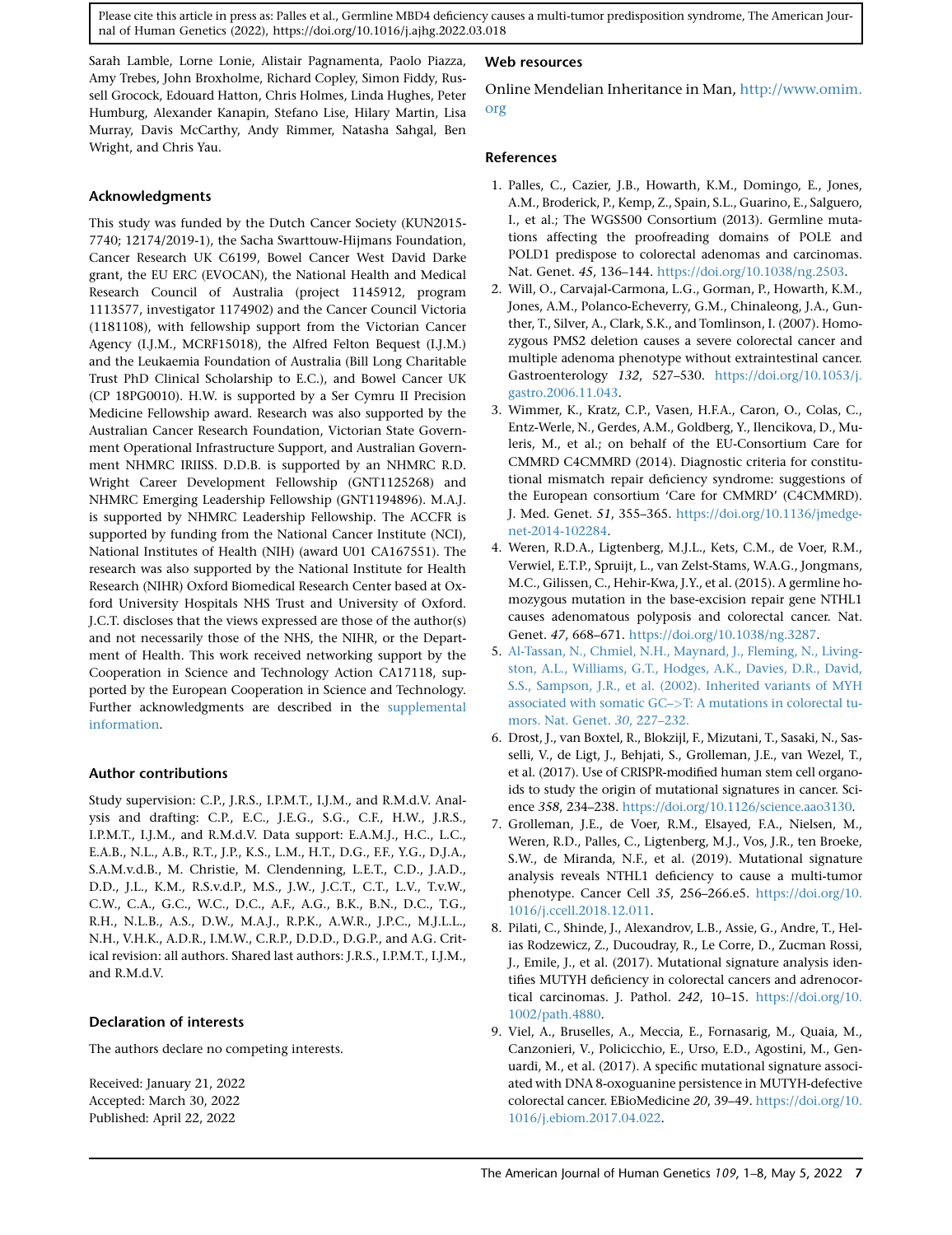Sarah Lamble, Lorne Lonie, Alistair Pagnamenta, Paolo Piazza, Amy Trebes, John Broxholme, Richard Copley, Simon Fiddy, Russell Grocock, Edouard Hatton, Chris Holmes, Linda Hughes, Peter Humburg, Alexander Kanapin, Stefano Lise, Hilary Martin, Lisa Murray, Davis McCarthy, Andy Rimmer, Natasha Sahgal, Ben Wright, and Chris Yau.

## Acknowledgments

This study was funded by the Dutch Cancer Society (KUN2015-7740; 12174/2019-1), the Sacha Swarttouw-Hijmans Foundation, Cancer Research UK C6199, Bowel Cancer West David Darke grant, the EU ERC (EVOCAN), the National Health and Medical Research Council of Australia (project 1145912, program 1113577, investigator 1174902) and the Cancer Council Victoria (1181108), with fellowship support from the Victorian Cancer Agency (I.J.M., MCRF15018), the Alfred Felton Bequest (I.J.M.) and the Leukaemia Foundation of Australia (Bill Long Charitable Trust PhD Clinical Scholarship to E.C.), and Bowel Cancer UK (CP 18PG0010). H.W. is supported by a Ser Cymru II Precision Medicine Fellowship award. Research was also supported by the Australian Cancer Research Foundation, Victorian State Government Operational Infrastructure Support, and Australian Government NHMRC IRIISS. D.D.B. is supported by an NHMRC R.D. Wright Career Development Fellowship (GNT1125268) and NHMRC Emerging Leadership Fellowship (GNT1194896). M.A.J. is supported by NHMRC Leadership Fellowship. The ACCFR is supported by funding from the National Cancer Institute (NCI), National Institutes of Health (NIH) (award U01 CA167551). The research was also supported by the National Institute for Health Research (NIHR) Oxford Biomedical Research Center based at Oxford University Hospitals NHS Trust and University of Oxford. J.C.T. discloses that the views expressed are those of the author(s) and not necessarily those of the NHS, the NIHR, or the Department of Health. This work received networking support by the Cooperation in Science and Technology Action CA17118, supported by the European Cooperation in Science and Technology. Further acknowledgments are described in the supplemental information.

## Author contributions

Study supervision: C.P., J.R.S., I.P.M.T., I.J.M., and R.M.d.V. Analysis and drafting: C.P., E.C., J.E.G., S.G., C.F., H.W., J.R.S., I.P.M.T., I.J.M., and R.M.d.V. Data support: E.A.M.J., H.C., L.C., E.A.B., N.L., A.B., R.T., J.P., K.S., L.M., H.T., D.G., F.F., Y.G., D.J.A., S.A.M.v.d.B., M. Christie, M. Clendenning, L.E.T., C.D., J.A.D., D.D., J.L., K.M., R.S.v.d.P., M.S., J.W., J.C.T., C.T., L.V., T.v.W., C.W., C.A., G.C., W.C., D.C., A.F., A.G., B.K., B.N., D.C., T.G., R.H., N.L.B., A.S., D.W., M.A.J., R.P.K., A.W.R., J.P.C., M.J.L.L., N.H., V.H.K., A.D.R., I.M.W., C.R.P., D.D.D., D.G.P., and A.G. Critical revision: all authors. Shared last authors: J.R.S., I.P.M.T., I.J.M., and R.M.d.V.

## Declaration of interests

The authors declare no competing interests.

Received: January 21, 2022
Accepted: March 30, 2022
Published: April 22, 2022

## Web resources

Online Mendelian Inheritance in Man, http://www.omim.org

## References

1. Palles, C., Cazier, J.B., Howarth, K.M., Domingo, E., Jones, A.M., Broderick, P., Kemp, Z., Spain, S.L., Guarino, E., Salguero, I., et al.; The WGS500 Consortium (2013). Germline mutations affecting the proofreading domains of POLE and POLD1 predispose to colorectal adenomas and carcinomas. Nat. Genet. *45*, 136–144. https://doi.org/10.1038/ng.2503.
2. Will, O., Carvajal-Carmona, L.G., Gorman, P., Howarth, K.M., Jones, A.M., Polanco-Echeverry, G.M., Chinaleong, J.A., Gunther, T., Silver, A., Clark, S.K., and Tomlinson, I. (2007). Homozygous PMS2 deletion causes a severe colorectal cancer and multiple adenoma phenotype without extraintestinal cancer. Gastroenterology *132*, 527–530. https://doi.org/10.1053/j.gastro.2006.11.043.
3. Wimmer, K., Kratz, C.P., Vasen, H.F.A., Caron, O., Colas, C., Entz-Werle, N., Gerdes, A.M., Goldberg, Y., Ilencikova, D., Muleris, M., et al.; on behalf of the EU-Consortium Care for CMMRD C4CMMRD (2014). Diagnostic criteria for constitutional mismatch repair deficiency syndrome: suggestions of the European consortium 'Care for CMMRD' (C4CMMRD). J. Med. Genet. *51*, 355–365. https://doi.org/10.1136/jmedgenet-2014-102284.
4. Weren, R.D.A., Ligtenberg, M.J.L., Kets, C.M., de Voer, R.M., Verwiel, E.T.P., Spruijt, L., van Zelst-Stams, W.A.G., Jongmans, M.C., Gilissen, C., Hehir-Kwa, J.Y., et al. (2015). A germline homozygous mutation in the base-excision repair gene NTHL1 causes adenomatous polyposis and colorectal cancer. Nat. Genet. *47*, 668–671. https://doi.org/10.1038/ng.3287.
5. Al-Tassan, N., Chmiel, N.H., Maynard, J., Fleming, N., Livingston, A.L., Williams, G.T., Hodges, A.K., Davies, D.R., David, S.S., Sampson, J.R., et al. (2002). Inherited variants of MYH associated with somatic GC–>T: A mutations in colorectal tumors. Nat. Genet. *30*, 227–232.
6. Drost, J., van Boxtel, R., Blokzijl, F., Mizutani, T., Sasaki, N., Sasselli, V., de Ligt, J., Behjati, S., Grolleman, J.E., van Wezel, T., et al. (2017). Use of CRISPR-modified human stem cell organoids to study the origin of mutational signatures in cancer. Science *358*, 234–238. https://doi.org/10.1126/science.aao3130.
7. Grolleman, J.E., de Voer, R.M., Elsayed, F.A., Nielsen, M., Weren, R.D., Palles, C., Ligtenberg, M.J., Vos, J.R., ten Broeke, S.W., de Miranda, N.F., et al. (2019). Mutational signature analysis reveals NTHL1 deficiency to cause a multi-tumor phenotype. Cancer Cell *35*, 256–266.e5. https://doi.org/10.1016/j.ccell.2018.12.011.
8. Pilati, C., Shinde, J., Alexandrov, L.B., Assie, G., Andre, T., Helias Rodzewicz, Z., Ducoudray, R., Le Corre, D., Zucman Rossi, J., Emile, J., et al. (2017). Mutational signature analysis identifies MUTYH deficiency in colorectal cancers and adrenocortical carcinomas. J. Pathol. *242*, 10–15. https://doi.org/10.1002/path.4880.
9. Viel, A., Bruselles, A., Meccia, E., Fornasarig, M., Quaia, M., Canzonieri, V., Policicchio, E., Urso, E.D., Agostini, M., Genuardi, M., et al. (2017). A specific mutational signature associated with DNA 8-oxoguanine persistence in MUTYH-defective colorectal cancer. EBioMedicine *20*, 39–49. https://doi.org/10.1016/j.ebiom.2017.04.022.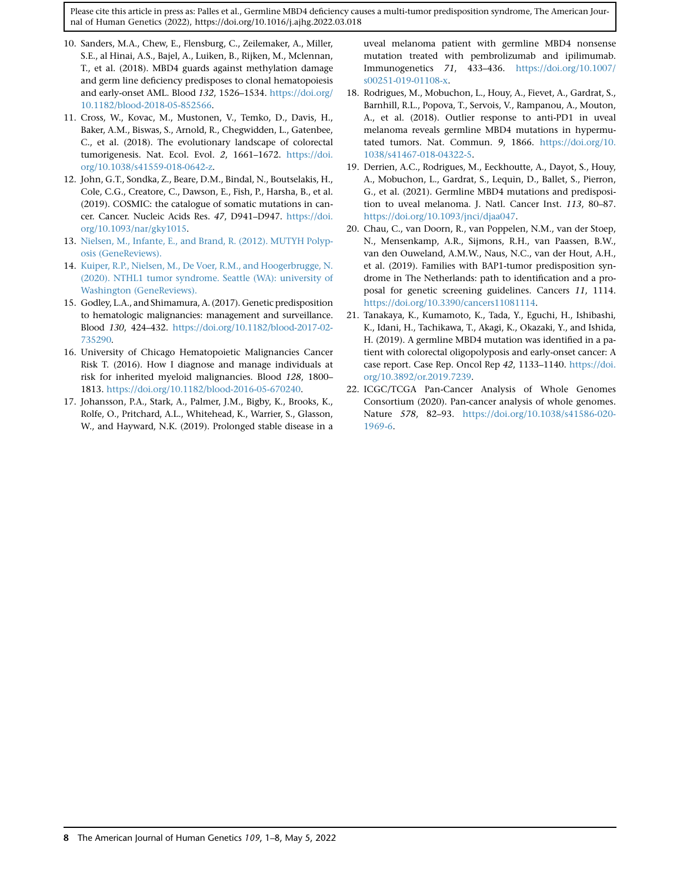10. Sanders, M.A., Chew, E., Flensburg, C., Zeilemaker, A., Miller, S.E., al Hinai, A.S., Bajel, A., Luiken, B., Rijken, M., Mclennan, T., et al. (2018). MBD4 guards against methylation damage and germ line deficiency predisposes to clonal hematopoiesis and early-onset AML. Blood *132*, 1526–1534. https://doi.org/10.1182/blood-2018-05-852566.
11. Cross, W., Kovac, M., Mustonen, V., Temko, D., Davis, H., Baker, A.M., Biswas, S., Arnold, R., Chegwidden, L., Gatenbee, C., et al. (2018). The evolutionary landscape of colorectal tumorigenesis. Nat. Ecol. Evol. *2*, 1661–1672. https://doi.org/10.1038/s41559-018-0642-z.
12. John, G.T., Sondka, Z., Beare, D.M., Bindal, N., Boutselakis, H., Cole, C.G., Creatore, C., Dawson, E., Fish, P., Harsha, B., et al. (2019). COSMIC: the catalogue of somatic mutations in cancer. Nucleic Acids Res. *47*, D941–D947. https://doi.org/10.1093/nar/gky1015.
13. Nielsen, M., Infante, E., and Brand, R. (2012). MUTYH Polyposis (GeneReviews).
14. Kuiper, R.P., Nielsen, M., De Voer, R.M., and Hoogerbrugge, N. (2020). NTHL1 tumor syndrome. Seattle (WA): university of Washington (GeneReviews).
15. Godley, L.A., and Shimamura, A. (2017). Genetic predisposition to hematologic malignancies: management and surveillance. Blood *130*, 424–432. https://doi.org/10.1182/blood-2017-02-735290.
16. University of Chicago Hematopoietic Malignancies Cancer Risk T. (2016). How I diagnose and manage individuals at risk for inherited myeloid malignancies. Blood *128*, 1800–1813. https://doi.org/10.1182/blood-2016-05-670240.
17. Johansson, P.A., Stark, A., Palmer, J.M., Bigby, K., Brooks, K., Rolfe, O., Pritchard, A.L., Whitehead, K., Warrier, S., Glasson, W., and Hayward, N.K. (2019). Prolonged stable disease in a uveal melanoma patient with germline MBD4 nonsense mutation treated with pembrolizumab and ipilimumab. Immunogenetics *71*, 433–436. https://doi.org/10.1007/s00251-019-01108-x.
18. Rodrigues, M., Mobuchon, L., Houy, A., Fievet, A., Gardrat, S., Barnhill, R.L., Popova, T., Servois, V., Rampanou, A., Mouton, A., et al. (2018). Outlier response to anti-PD1 in uveal melanoma reveals germline MBD4 mutations in hypermutated tumors. Nat. Commun. *9*, 1866. https://doi.org/10.1038/s41467-018-04322-5.
19. Derrien, A.C., Rodrigues, M., Eeckhoutte, A., Dayot, S., Houy, A., Mobuchon, L., Gardrat, S., Lequin, D., Ballet, S., Pierron, G., et al. (2021). Germline MBD4 mutations and predisposition to uveal melanoma. J. Natl. Cancer Inst. *113*, 80–87. https://doi.org/10.1093/jnci/djaa047.
20. Chau, C., van Doorn, R., van Poppelen, N.M., van der Stoep, N., Mensenkamp, A.R., Sijmons, R.H., van Paassen, B.W., van den Ouweland, A.M.W., Naus, N.C., van der Hout, A.H., et al. (2019). Families with BAP1-tumor predisposition syndrome in The Netherlands: path to identification and a proposal for genetic screening guidelines. Cancers *11*, 1114. https://doi.org/10.3390/cancers11081114.
21. Tanakaya, K., Kumamoto, K., Tada, Y., Eguchi, H., Ishibashi, K., Idani, H., Tachikawa, T., Akagi, K., Okazaki, Y., and Ishida, H. (2019). A germline MBD4 mutation was identified in a patient with colorectal oligopolyposis and early-onset cancer: A case report. Case Rep. Oncol Rep *42*, 1133–1140. https://doi.org/10.3892/or.2019.7239.
22. ICGC/TCGA Pan-Cancer Analysis of Whole Genomes Consortium (2020). Pan-cancer analysis of whole genomes. Nature *578*, 82–93. https://doi.org/10.1038/s41586-020-1969-6.